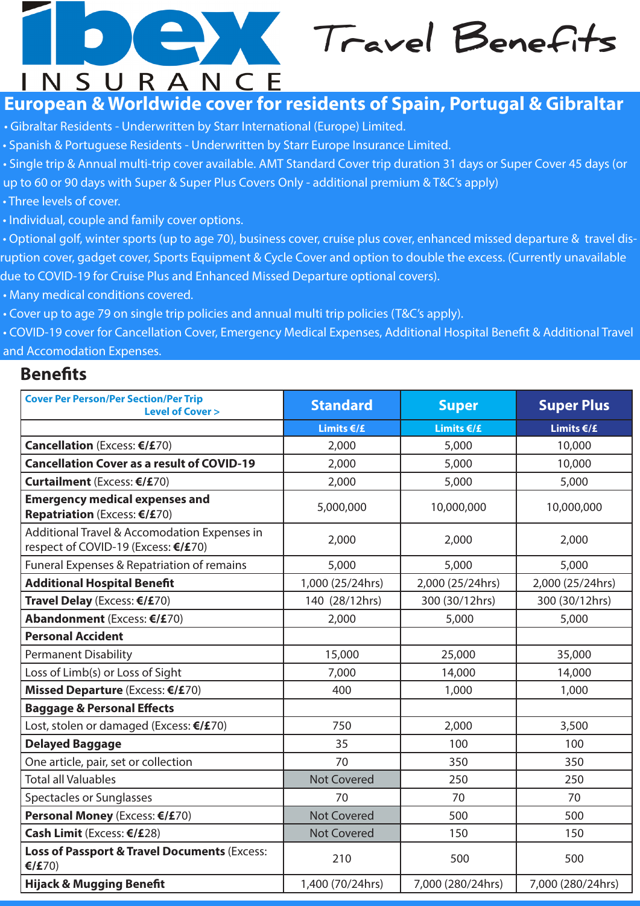# ibex INSURANCE Travel Benefits

## European & Worldwide cover for residents of Spain, Portugal & Gibraltar

- Gibraltar Residents - Underwritten by Starr International (Europe) Limited.
- Spanish & Portuguese Residents - Underwritten by Starr Europe Insurance Limited.
- Single trip & Annual multi-trip cover available. AMT Standard Cover trip duration 31 days or Super Cover 45 days (or up to 60 or 90 days with Super & Super Plus Covers Only - additional premium & T&C's apply)
- Three levels of cover.
- Individual, couple and family cover options.
- Optional golf, winter sports (up to age 70), business cover, cruise plus cover, enhanced missed departure & travel disruption cover, gadget cover, Sports Equipment & Cycle Cover and option to double the excess. (Currently unavailable due to COVID-19 for Cruise Plus and Enhanced Missed Departure optional covers).
- Many medical conditions covered.
- Cover up to age 79 on single trip policies and annual multi trip policies (T&C's apply).
- COVID-19 cover for Cancellation Cover, Emergency Medical Expenses, Additional Hospital Benefit & Additional Travel and Accomodation Expenses.

## Benefits

| Cover Per Person/Per Section/Per Trip Level of Cover > | Standard | Super | Super Plus |
|---|---|---|---|
| | Limits €/£ | Limits €/£ | Limits €/£ |
| **Cancellation** (Excess: **€/£**70) | 2,000 | 5,000 | 10,000 |
| **Cancellation Cover as a result of COVID-19** | 2,000 | 5,000 | 10,000 |
| **Curtailment** (Excess: **€/£**70) | 2,000 | 5,000 | 5,000 |
| **Emergency medical expenses and Repatriation** (Excess: **€/£**70) | 5,000,000 | 10,000,000 | 10,000,000 |
| Additional Travel & Accomodation Expenses in respect of COVID-19 (Excess: **€/£**70) | 2,000 | 2,000 | 2,000 |
| Funeral Expenses & Repatriation of remains | 5,000 | 5,000 | 5,000 |
| **Additional Hospital Benefit** | 1,000 (25/24hrs) | 2,000 (25/24hrs) | 2,000 (25/24hrs) |
| **Travel Delay** (Excess: **€/£**70) | 140 (28/12hrs) | 300 (30/12hrs) | 300 (30/12hrs) |
| **Abandonment** (Excess: **€/£**70) | 2,000 | 5,000 | 5,000 |
| **Personal Accident** | | | |
| Permanent Disability | 15,000 | 25,000 | 35,000 |
| Loss of Limb(s) or Loss of Sight | 7,000 | 14,000 | 14,000 |
| **Missed Departure** (Excess: **€/£**70) | 400 | 1,000 | 1,000 |
| **Baggage & Personal Effects** | | | |
| Lost, stolen or damaged (Excess: **€/£**70) | 750 | 2,000 | 3,500 |
| **Delayed Baggage** | 35 | 100 | 100 |
| One article, pair, set or collection | 70 | 350 | 350 |
| Total all Valuables | Not Covered | 250 | 250 |
| Spectacles or Sunglasses | 70 | 70 | 70 |
| **Personal Money** (Excess: **€/£**70) | Not Covered | 500 | 500 |
| **Cash Limit** (Excess: **€/£**28) | Not Covered | 150 | 150 |
| **Loss of Passport & Travel Documents** (Excess: **€/£**70) | 210 | 500 | 500 |
| **Hijack & Mugging Benefit** | 1,400 (70/24hrs) | 7,000 (280/24hrs) | 7,000 (280/24hrs) |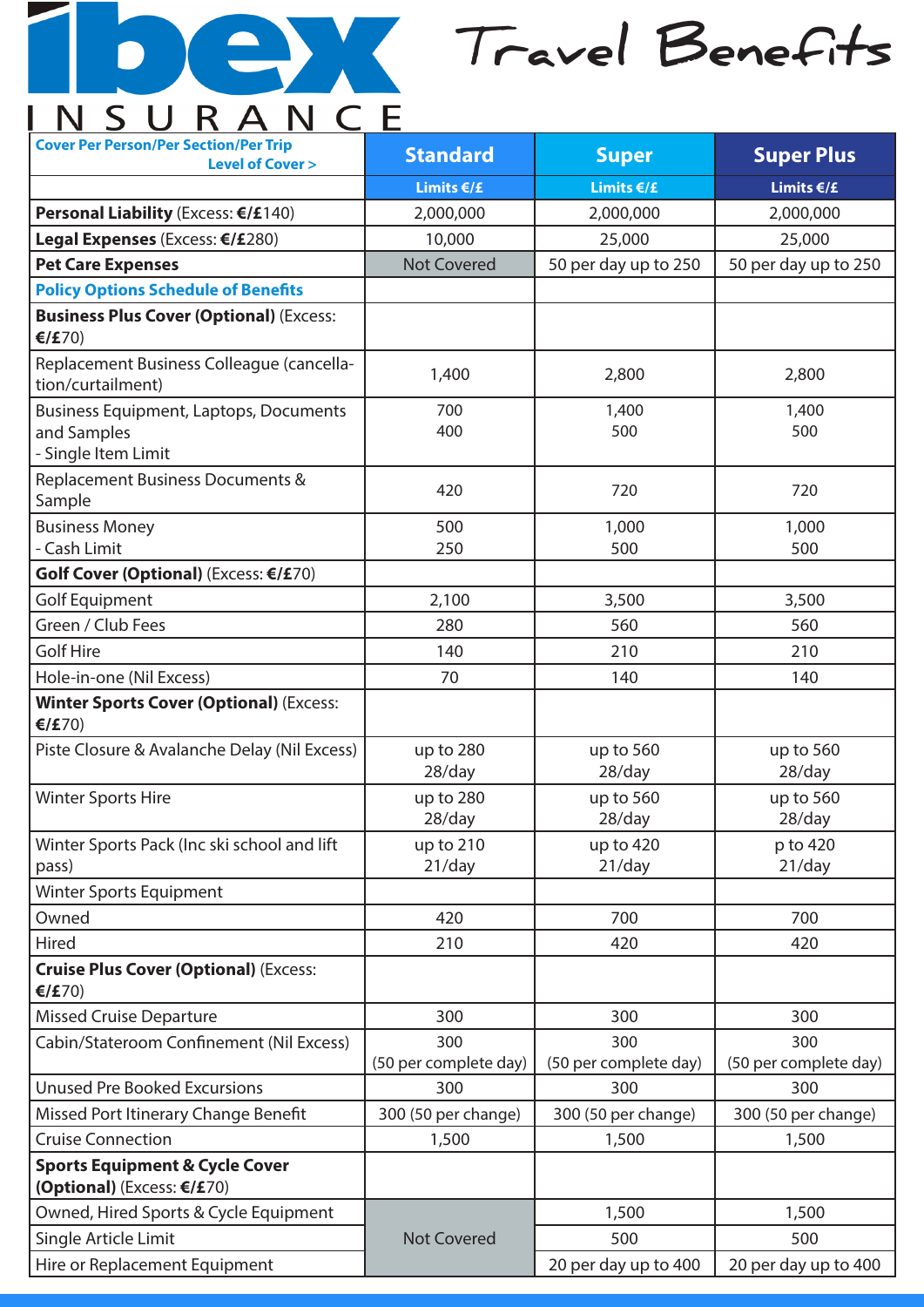# ibex INSURANCE

## Travel Benefits

| Cover Per Person/Per Section/Per Trip Level of Cover > | Standard | Super | Super Plus |
|---|---|---|---|
| | Limits €/£ | Limits €/£ | Limits €/£ |
| **Personal Liability** (Excess: **€/£**140) | 2,000,000 | 2,000,000 | 2,000,000 |
| **Legal Expenses** (Excess: **€/£**280) | 10,000 | 25,000 | 25,000 |
| **Pet Care Expenses** | Not Covered | 50 per day up to 250 | 50 per day up to 250 |
| **Policy Options Schedule of Benefits** | | | |
| **Business Plus Cover (Optional)** (Excess: **€/£**70) | | | |
| Replacement Business Colleague (cancellation/curtailment) | 1,400 | 2,800 | 2,800 |
| Business Equipment, Laptops, Documents and Samples<br>- Single Item Limit | 700<br>400 | 1,400<br>500 | 1,400<br>500 |
| Replacement Business Documents & Sample | 420 | 720 | 720 |
| Business Money<br>- Cash Limit | 500<br>250 | 1,000<br>500 | 1,000<br>500 |
| **Golf Cover (Optional)** (Excess: **€/£**70) | | | |
| Golf Equipment | 2,100 | 3,500 | 3,500 |
| Green / Club Fees | 280 | 560 | 560 |
| Golf Hire | 140 | 210 | 210 |
| Hole-in-one (Nil Excess) | 70 | 140 | 140 |
| **Winter Sports Cover (Optional)** (Excess: **€/£**70) | | | |
| Piste Closure & Avalanche Delay (Nil Excess) | up to 280<br>28/day | up to 560<br>28/day | up to 560<br>28/day |
| Winter Sports Hire | up to 280<br>28/day | up to 560<br>28/day | up to 560<br>28/day |
| Winter Sports Pack (Inc ski school and lift pass) | up to 210<br>21/day | up to 420<br>21/day | p to 420<br>21/day |
| Winter Sports Equipment | | | |
| Owned | 420 | 700 | 700 |
| Hired | 210 | 420 | 420 |
| **Cruise Plus Cover (Optional)** (Excess: **€/£**70) | | | |
| Missed Cruise Departure | 300 | 300 | 300 |
| Cabin/Stateroom Confinement (Nil Excess) | 300<br>(50 per complete day) | 300<br>(50 per complete day) | 300<br>(50 per complete day) |
| Unused Pre Booked Excursions | 300 | 300 | 300 |
| Missed Port Itinerary Change Benefit | 300 (50 per change) | 300 (50 per change) | 300 (50 per change) |
| Cruise Connection | 1,500 | 1,500 | 1,500 |
| **Sports Equipment & Cycle Cover (Optional)** (Excess: **€/£**70) | | | |
| Owned, Hired Sports & Cycle Equipment | Not Covered | 1,500 | 1,500 |
| Single Article Limit | | 500 | 500 |
| Hire or Replacement Equipment | | 20 per day up to 400 | 20 per day up to 400 |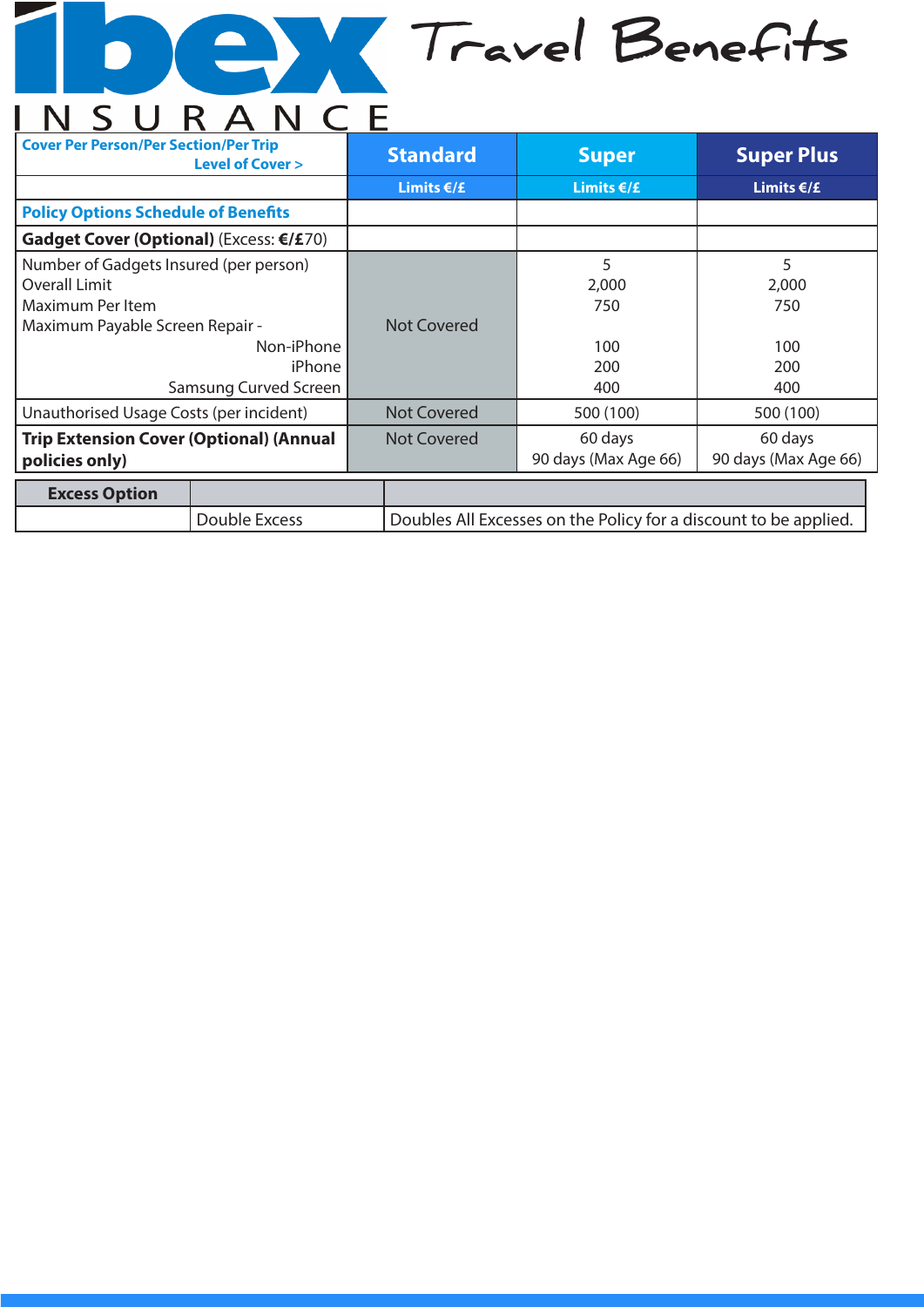# ibex INSURANCE Travel Benefits

| Cover Per Person/Per Section/Per Trip Level of Cover > | Standard | Super | Super Plus |
|---|---|---|---|
| | Limits €/£ | Limits €/£ | Limits €/£ |
| **Policy Options Schedule of Benefits** | | | |
| **Gadget Cover (Optional)** (Excess: **€/£**70) | | | |
| Number of Gadgets Insured (per person) | Not Covered | 5 | 5 |
| Overall Limit | | 2,000 | 2,000 |
| Maximum Per Item | | 750 | 750 |
| Maximum Payable Screen Repair - | | | |
| Non-iPhone | | 100 | 100 |
| iPhone | | 200 | 200 |
| Samsung Curved Screen | | 400 | 400 |
| Unauthorised Usage Costs (per incident) | Not Covered | 500 (100) | 500 (100) |
| **Trip Extension Cover (Optional) (Annual policies only)** | Not Covered | 60 days<br>90 days (Max Age 66) | 60 days<br>90 days (Max Age 66) |

| Excess Option | | |
|---|---|---|
| | Double Excess | Doubles All Excesses on the Policy for a discount to be applied. |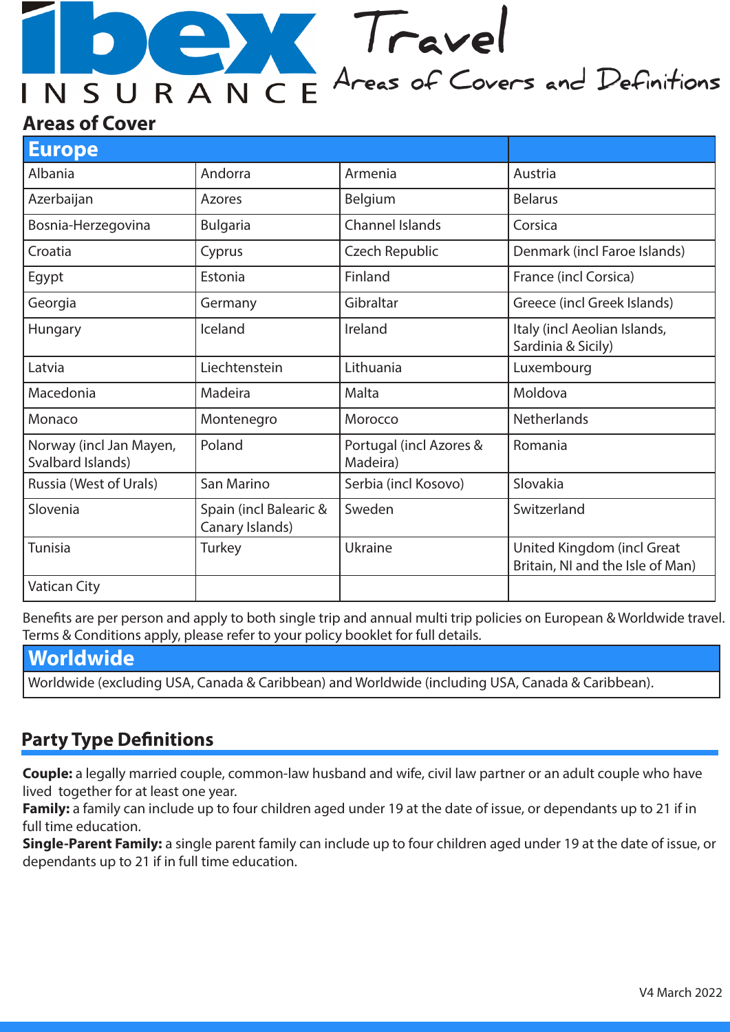# ibex INSURANCE Travel

## Areas of Covers and Definitions

### Areas of Cover

| Europe | | | |
|---|---|---|---|
| Albania | Andorra | Armenia | Austria |
| Azerbaijan | Azores | Belgium | Belarus |
| Bosnia-Herzegovina | Bulgaria | Channel Islands | Corsica |
| Croatia | Cyprus | Czech Republic | Denmark (incl Faroe Islands) |
| Egypt | Estonia | Finland | France (incl Corsica) |
| Georgia | Germany | Gibraltar | Greece (incl Greek Islands) |
| Hungary | Iceland | Ireland | Italy (incl Aeolian Islands, Sardinia & Sicily) |
| Latvia | Liechtenstein | Lithuania | Luxembourg |
| Macedonia | Madeira | Malta | Moldova |
| Monaco | Montenegro | Morocco | Netherlands |
| Norway (incl Jan Mayen, Svalbard Islands) | Poland | Portugal (incl Azores & Madeira) | Romania |
| Russia (West of Urals) | San Marino | Serbia (incl Kosovo) | Slovakia |
| Slovenia | Spain (incl Balearic & Canary Islands) | Sweden | Switzerland |
| Tunisia | Turkey | Ukraine | United Kingdom (incl Great Britain, NI and the Isle of Man) |
| Vatican City | | | |

Benefits are per person and apply to both single trip and annual multi trip policies on European & Worldwide travel. Terms & Conditions apply, please refer to your policy booklet for full details.

| Worldwide |
|---|
| Worldwide (excluding USA, Canada & Caribbean) and Worldwide (including USA, Canada & Caribbean). |

### Party Type Definitions

**Couple:** a legally married couple, common-law husband and wife, civil law partner or an adult couple who have lived together for at least one year.

**Family:** a family can include up to four children aged under 19 at the date of issue, or dependants up to 21 if in full time education.

**Single-Parent Family:** a single parent family can include up to four children aged under 19 at the date of issue, or dependants up to 21 if in full time education.

V4 March 2022